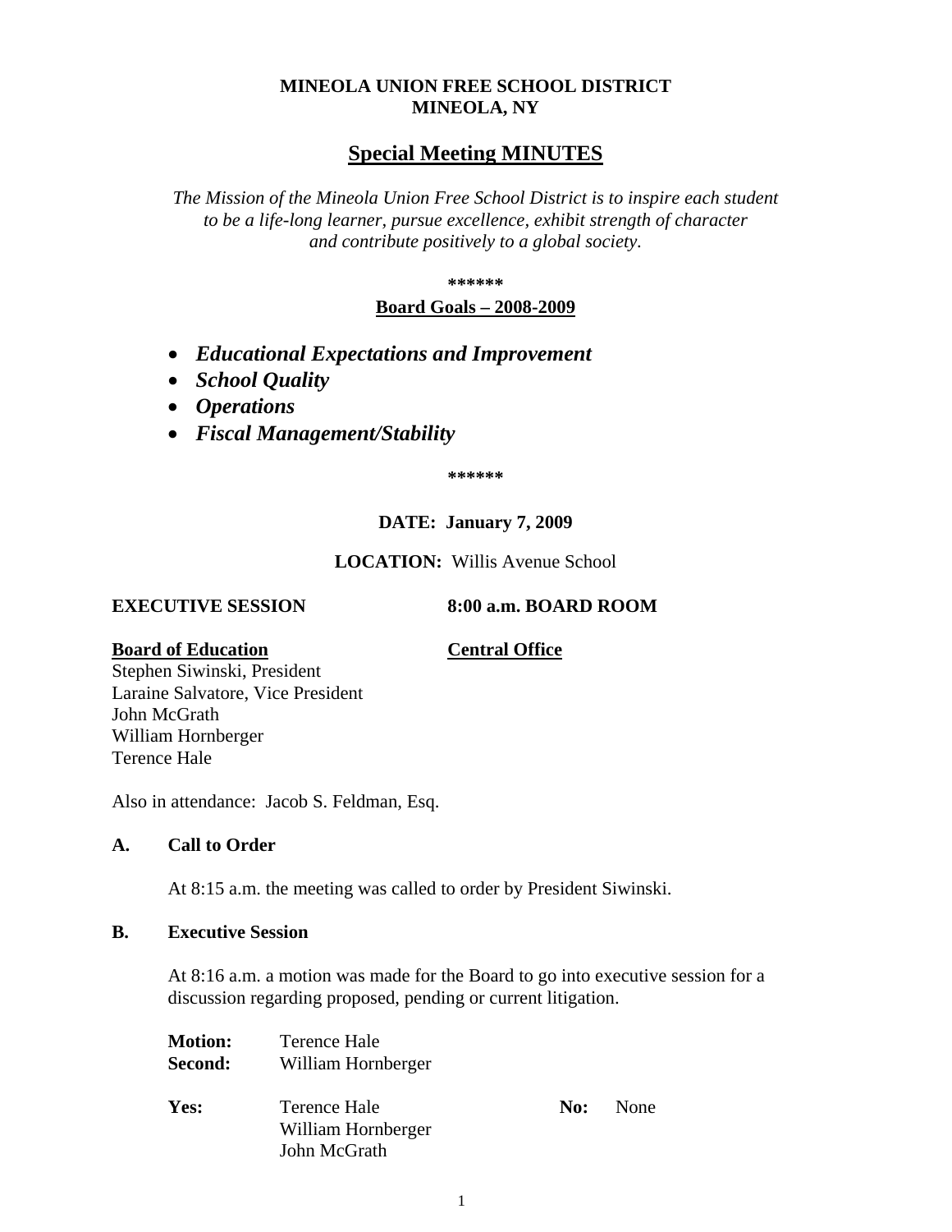**MINEOLA UNION FREE SCHOOL DISTRICT**
**MINEOLA, NY**

# Special Meeting MINUTES

*The Mission of the Mineola Union Free School District is to inspire each student to be a life-long learner, pursue excellence, exhibit strength of character and contribute positively to a global society.*

**\*\*\*\*\*\***

**Board Goals – 2008-2009**

- ***Educational Expectations and Improvement***
- ***School Quality***
- ***Operations***
- ***Fiscal Management/Stability***

**\*\*\*\*\*\***

**DATE: January 7, 2009**

**LOCATION:** Willis Avenue School

**EXECUTIVE SESSION** **8:00 a.m. BOARD ROOM**

**Board of Education**
Stephen Siwinski, President
Laraine Salvatore, Vice President
John McGrath
William Hornberger
Terence Hale

**Central Office**

Also in attendance: Jacob S. Feldman, Esq.

## A. Call to Order

At 8:15 a.m. the meeting was called to order by President Siwinski.

## B. Executive Session

At 8:16 a.m. a motion was made for the Board to go into executive session for a discussion regarding proposed, pending or current litigation.

**Motion:** Terence Hale
**Second:** William Hornberger

**Yes:** Terence Hale
William Hornberger
John McGrath

**No:** None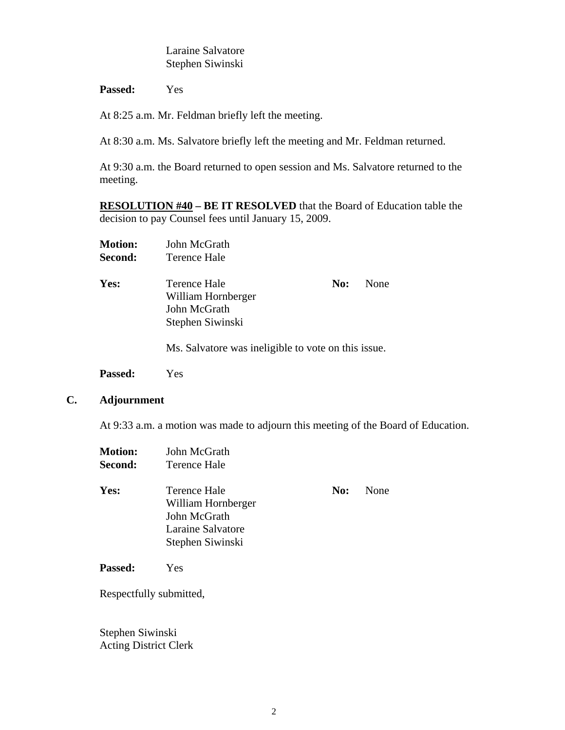Laraine Salvatore
Stephen Siwinski

**Passed:** Yes

At 8:25 a.m. Mr. Feldman briefly left the meeting.

At 8:30 a.m. Ms. Salvatore briefly left the meeting and Mr. Feldman returned.

At 9:30 a.m. the Board returned to open session and Ms. Salvatore returned to the meeting.

**<u>RESOLUTION #40</u> – BE IT RESOLVED** that the Board of Education table the decision to pay Counsel fees until January 15, 2009.

**Motion:** John McGrath
**Second:** Terence Hale

**Yes:** Terence Hale
William Hornberger
John McGrath
Stephen Siwinski

**No:** None

Ms. Salvatore was ineligible to vote on this issue.

**Passed:** Yes

## C. Adjournment

At 9:33 a.m. a motion was made to adjourn this meeting of the Board of Education.

**Motion:** John McGrath
**Second:** Terence Hale

**Yes:** Terence Hale
William Hornberger
John McGrath
Laraine Salvatore
Stephen Siwinski

**No:** None

**Passed:** Yes

Respectfully submitted,

Stephen Siwinski
Acting District Clerk